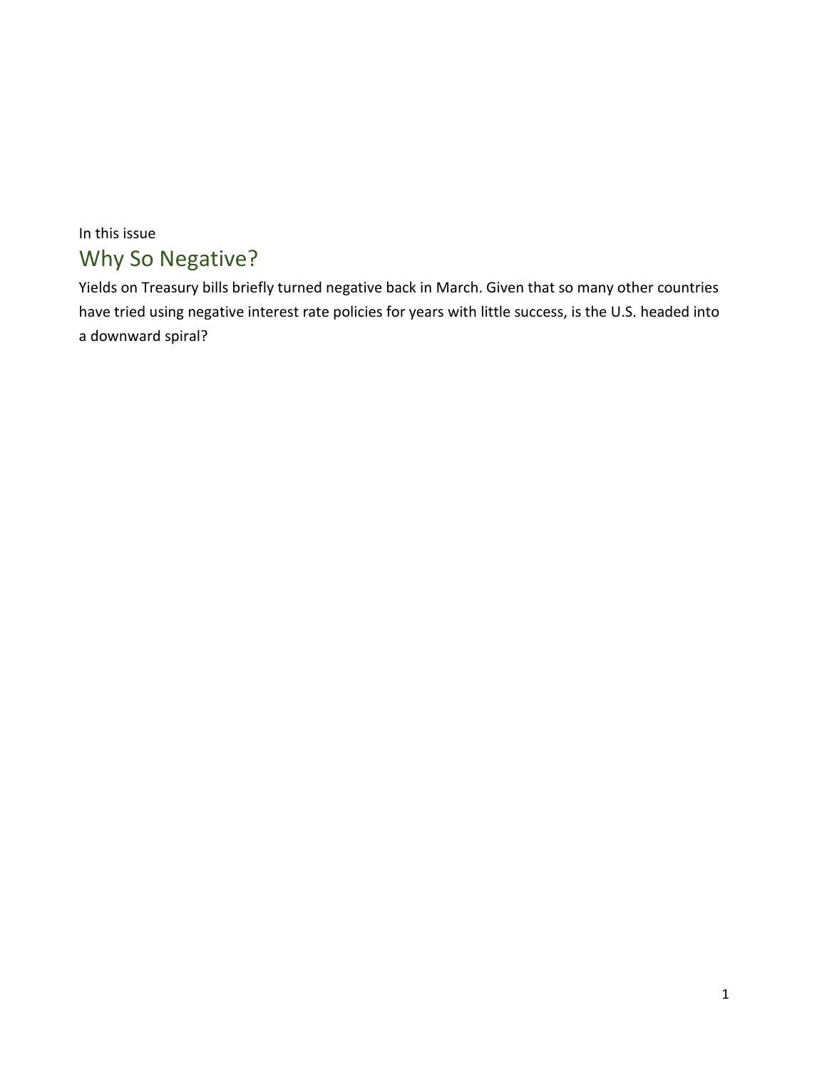In this issue

## Why So Negative?

Yields on Treasury bills briefly turned negative back in March. Given that so many other countries have tried using negative interest rate policies for years with little success, is the U.S. headed into a downward spiral?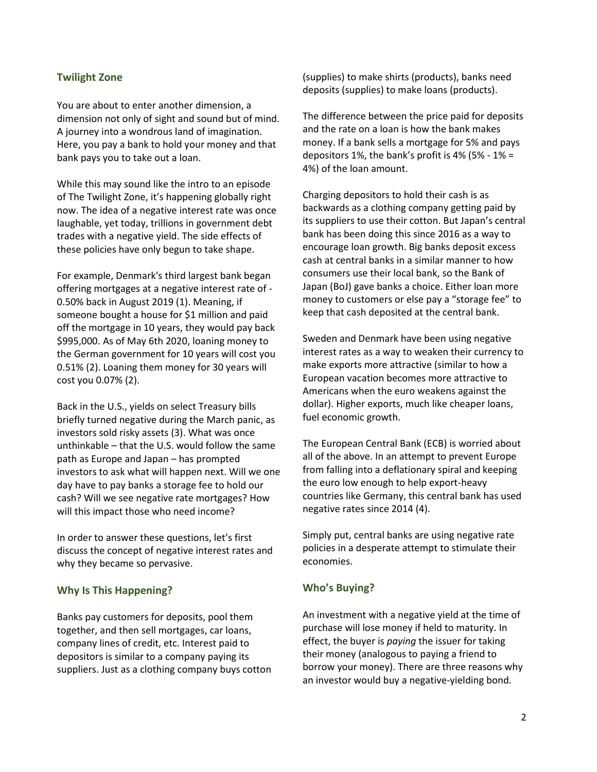## Twilight Zone

You are about to enter another dimension, a dimension not only of sight and sound but of mind. A journey into a wondrous land of imagination. Here, you pay a bank to hold your money and that bank pays you to take out a loan.

While this may sound like the intro to an episode of The Twilight Zone, it's happening globally right now. The idea of a negative interest rate was once laughable, yet today, trillions in government debt trades with a negative yield. The side effects of these policies have only begun to take shape.

For example, Denmark's third largest bank began offering mortgages at a negative interest rate of -0.50% back in August 2019 (1). Meaning, if someone bought a house for $1 million and paid off the mortgage in 10 years, they would pay back $995,000. As of May 6th 2020, loaning money to the German government for 10 years will cost you 0.51% (2). Loaning them money for 30 years will cost you 0.07% (2).

Back in the U.S., yields on select Treasury bills briefly turned negative during the March panic, as investors sold risky assets (3). What was once unthinkable – that the U.S. would follow the same path as Europe and Japan – has prompted investors to ask what will happen next. Will we one day have to pay banks a storage fee to hold our cash? Will we see negative rate mortgages? How will this impact those who need income?

In order to answer these questions, let's first discuss the concept of negative interest rates and why they became so pervasive.

## Why Is This Happening?

Banks pay customers for deposits, pool them together, and then sell mortgages, car loans, company lines of credit, etc. Interest paid to depositors is similar to a company paying its suppliers. Just as a clothing company buys cotton (supplies) to make shirts (products), banks need deposits (supplies) to make loans (products).

The difference between the price paid for deposits and the rate on a loan is how the bank makes money. If a bank sells a mortgage for 5% and pays depositors 1%, the bank's profit is 4% (5% - 1% = 4%) of the loan amount.

Charging depositors to hold their cash is as backwards as a clothing company getting paid by its suppliers to use their cotton. But Japan's central bank has been doing this since 2016 as a way to encourage loan growth. Big banks deposit excess cash at central banks in a similar manner to how consumers use their local bank, so the Bank of Japan (BoJ) gave banks a choice. Either loan more money to customers or else pay a "storage fee" to keep that cash deposited at the central bank.

Sweden and Denmark have been using negative interest rates as a way to weaken their currency to make exports more attractive (similar to how a European vacation becomes more attractive to Americans when the euro weakens against the dollar). Higher exports, much like cheaper loans, fuel economic growth.

The European Central Bank (ECB) is worried about all of the above. In an attempt to prevent Europe from falling into a deflationary spiral and keeping the euro low enough to help export-heavy countries like Germany, this central bank has used negative rates since 2014 (4).

Simply put, central banks are using negative rate policies in a desperate attempt to stimulate their economies.

## Who's Buying?

An investment with a negative yield at the time of purchase will lose money if held to maturity. In effect, the buyer is *paying* the issuer for taking their money (analogous to paying a friend to borrow your money). There are three reasons why an investor would buy a negative-yielding bond.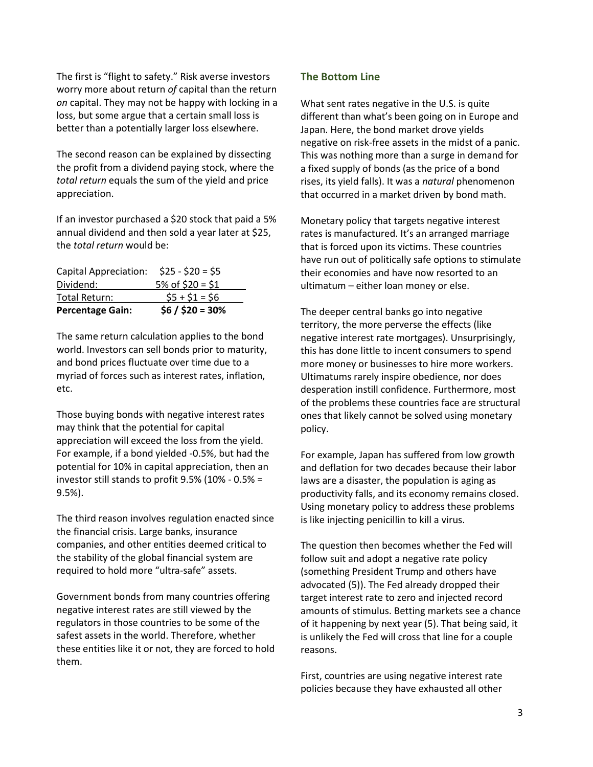The first is "flight to safety." Risk averse investors worry more about return *of* capital than the return *on* capital. They may not be happy with locking in a loss, but some argue that a certain small loss is better than a potentially larger loss elsewhere.

The second reason can be explained by dissecting the profit from a dividend paying stock, where the *total return* equals the sum of the yield and price appreciation.

If an investor purchased a $20 stock that paid a 5% annual dividend and then sold a year later at $25, the *total return* would be:

| | |
|---|---|
| Capital Appreciation: | $25 - $20 = $5 |
| Dividend: | 5% of $20 = $1 |
| Total Return: | $5 + $1 = $6 |
| **Percentage Gain:** | **$6 / $20 = 30%** |

The same return calculation applies to the bond world. Investors can sell bonds prior to maturity, and bond prices fluctuate over time due to a myriad of forces such as interest rates, inflation, etc.

Those buying bonds with negative interest rates may think that the potential for capital appreciation will exceed the loss from the yield. For example, if a bond yielded -0.5%, but had the potential for 10% in capital appreciation, then an investor still stands to profit 9.5% (10% - 0.5% = 9.5%).

The third reason involves regulation enacted since the financial crisis. Large banks, insurance companies, and other entities deemed critical to the stability of the global financial system are required to hold more "ultra-safe" assets.

Government bonds from many countries offering negative interest rates are still viewed by the regulators in those countries to be some of the safest assets in the world. Therefore, whether these entities like it or not, they are forced to hold them.

## The Bottom Line

What sent rates negative in the U.S. is quite different than what's been going on in Europe and Japan. Here, the bond market drove yields negative on risk-free assets in the midst of a panic. This was nothing more than a surge in demand for a fixed supply of bonds (as the price of a bond rises, its yield falls). It was a *natural* phenomenon that occurred in a market driven by bond math.

Monetary policy that targets negative interest rates is manufactured. It's an arranged marriage that is forced upon its victims. These countries have run out of politically safe options to stimulate their economies and have now resorted to an ultimatum – either loan money or else.

The deeper central banks go into negative territory, the more perverse the effects (like negative interest rate mortgages). Unsurprisingly, this has done little to incent consumers to spend more money or businesses to hire more workers. Ultimatums rarely inspire obedience, nor does desperation instill confidence. Furthermore, most of the problems these countries face are structural ones that likely cannot be solved using monetary policy.

For example, Japan has suffered from low growth and deflation for two decades because their labor laws are a disaster, the population is aging as productivity falls, and its economy remains closed. Using monetary policy to address these problems is like injecting penicillin to kill a virus.

The question then becomes whether the Fed will follow suit and adopt a negative rate policy (something President Trump and others have advocated (5)). The Fed already dropped their target interest rate to zero and injected record amounts of stimulus. Betting markets see a chance of it happening by next year (5). That being said, it is unlikely the Fed will cross that line for a couple reasons.

First, countries are using negative interest rate policies because they have exhausted all other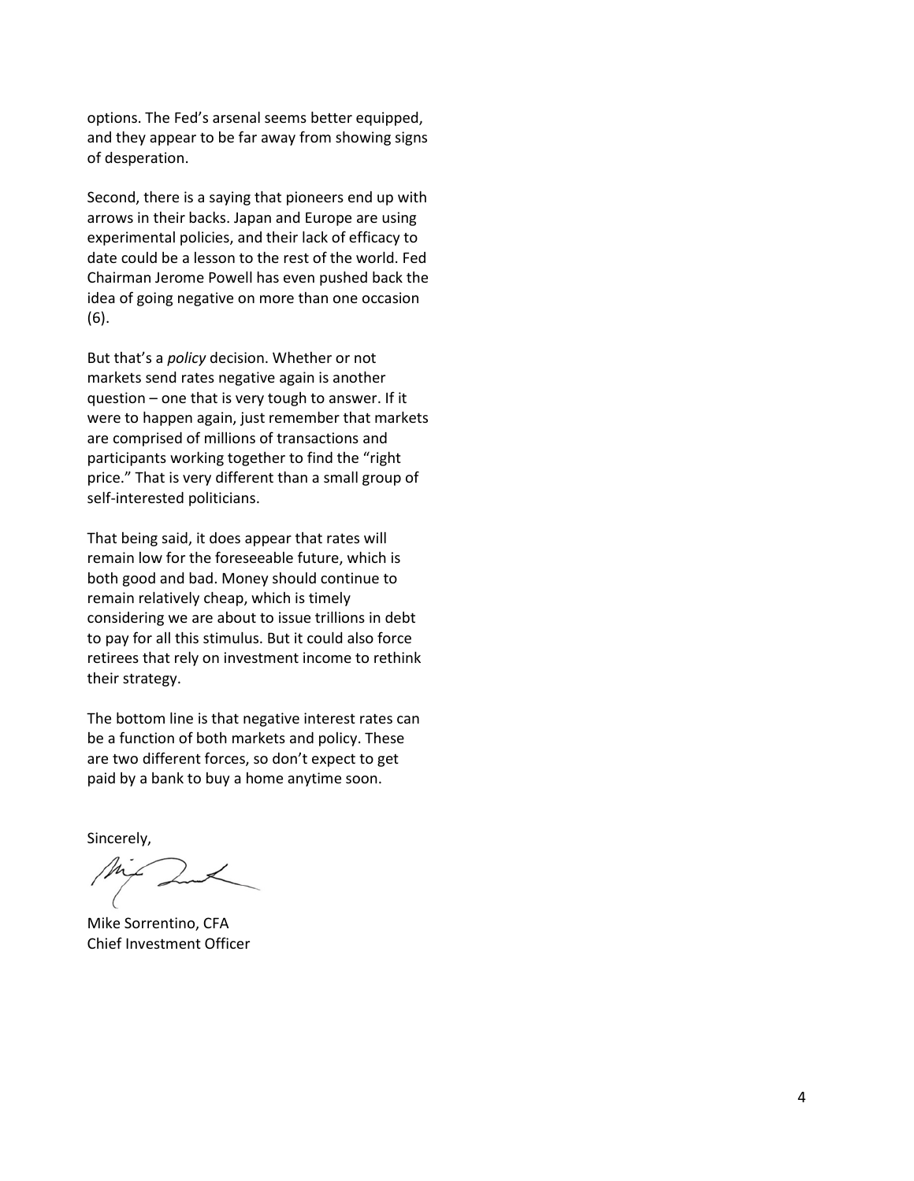options. The Fed's arsenal seems better equipped, and they appear to be far away from showing signs of desperation.

Second, there is a saying that pioneers end up with arrows in their backs. Japan and Europe are using experimental policies, and their lack of efficacy to date could be a lesson to the rest of the world. Fed Chairman Jerome Powell has even pushed back the idea of going negative on more than one occasion (6).

But that's a *policy* decision. Whether or not markets send rates negative again is another question – one that is very tough to answer. If it were to happen again, just remember that markets are comprised of millions of transactions and participants working together to find the "right price." That is very different than a small group of self-interested politicians.

That being said, it does appear that rates will remain low for the foreseeable future, which is both good and bad. Money should continue to remain relatively cheap, which is timely considering we are about to issue trillions in debt to pay for all this stimulus. But it could also force retirees that rely on investment income to rethink their strategy.

The bottom line is that negative interest rates can be a function of both markets and policy. These are two different forces, so don't expect to get paid by a bank to buy a home anytime soon.

Sincerely,

Mike Sorrentino, CFA
Chief Investment Officer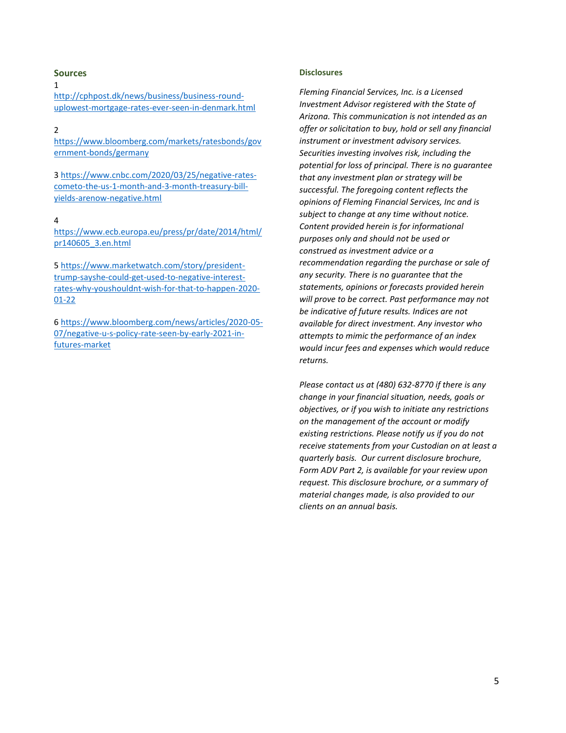## Sources

1 http://cphpost.dk/news/business/business-round-uplowest-mortgage-rates-ever-seen-in-denmark.html

2 https://www.bloomberg.com/markets/ratesbonds/government-bonds/germany

3 https://www.cnbc.com/2020/03/25/negative-rates-cometo-the-us-1-month-and-3-month-treasury-bill-yields-arenow-negative.html

4 https://www.ecb.europa.eu/press/pr/date/2014/html/pr140605_3.en.html

5 https://www.marketwatch.com/story/president-trump-sayshe-could-get-used-to-negative-interest-rates-why-youshouldnt-wish-for-that-to-happen-2020-01-22

6 https://www.bloomberg.com/news/articles/2020-05-07/negative-u-s-policy-rate-seen-by-early-2021-in-futures-market

## Disclosures

*Fleming Financial Services, Inc. is a Licensed Investment Advisor registered with the State of Arizona. This communication is not intended as an offer or solicitation to buy, hold or sell any financial instrument or investment advisory services. Securities investing involves risk, including the potential for loss of principal. There is no guarantee that any investment plan or strategy will be successful. The foregoing content reflects the opinions of Fleming Financial Services, Inc and is subject to change at any time without notice. Content provided herein is for informational purposes only and should not be used or construed as investment advice or a recommendation regarding the purchase or sale of any security. There is no guarantee that the statements, opinions or forecasts provided herein will prove to be correct. Past performance may not be indicative of future results. Indices are not available for direct investment. Any investor who attempts to mimic the performance of an index would incur fees and expenses which would reduce returns.*

*Please contact us at (480) 632-8770 if there is any change in your financial situation, needs, goals or objectives, or if you wish to initiate any restrictions on the management of the account or modify existing restrictions. Please notify us if you do not receive statements from your Custodian on at least a quarterly basis. Our current disclosure brochure, Form ADV Part 2, is available for your review upon request. This disclosure brochure, or a summary of material changes made, is also provided to our clients on an annual basis.*